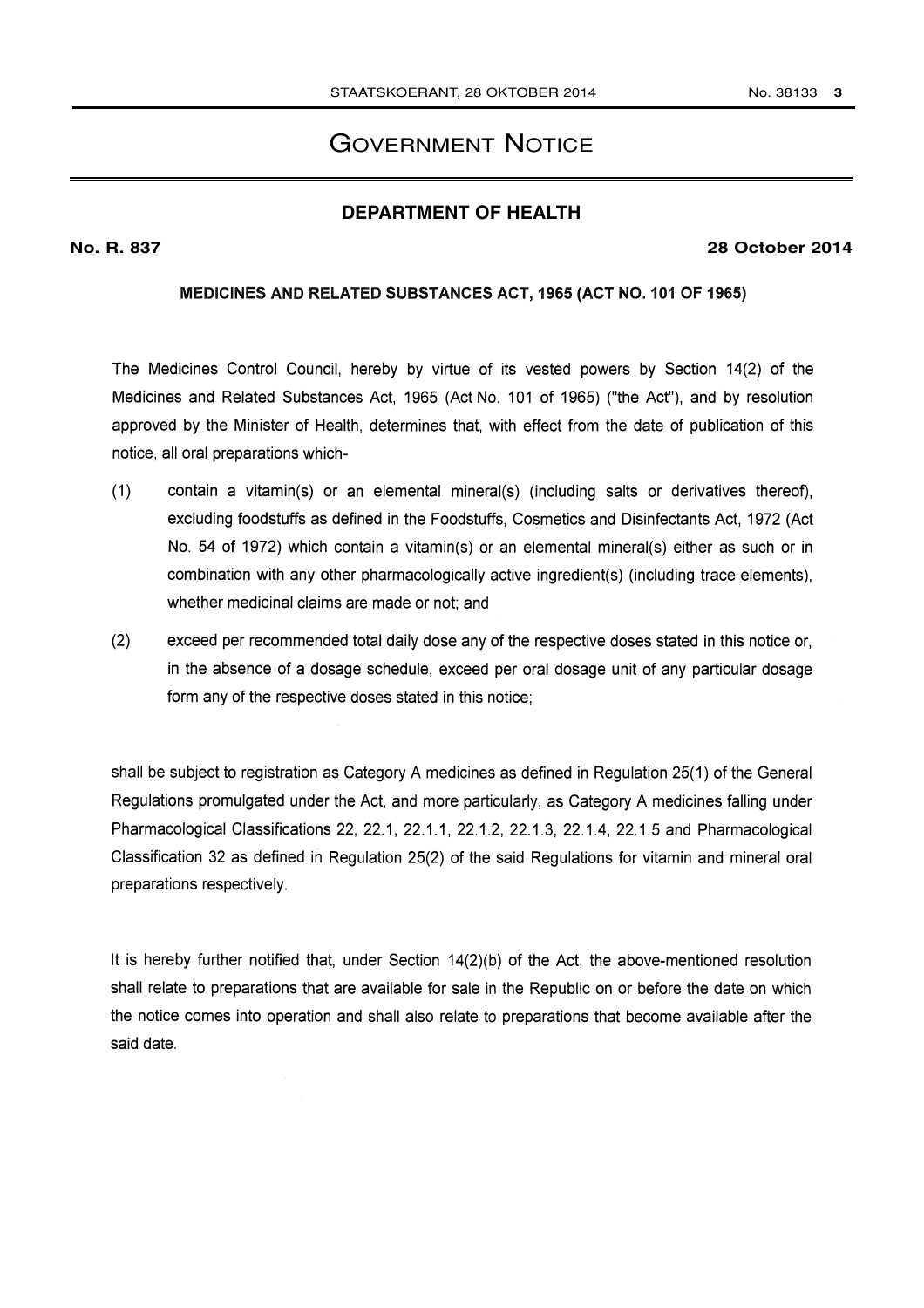# GOVERNMENT NOTICE

## DEPARTMENT OF HEALTH

**No. R. 837** **28 October 2014**

### MEDICINES AND RELATED SUBSTANCES ACT, 1965 (ACT NO. 101 OF 1965)

The Medicines Control Council, hereby by virtue of its vested powers by Section 14(2) of the Medicines and Related Substances Act, 1965 (Act No. 101 of 1965) ("the Act"), and by resolution approved by the Minister of Health, determines that, with effect from the date of publication of this notice, all oral preparations which-

(1) contain a vitamin(s) or an elemental mineral(s) (including salts or derivatives thereof), excluding foodstuffs as defined in the Foodstuffs, Cosmetics and Disinfectants Act, 1972 (Act No. 54 of 1972) which contain a vitamin(s) or an elemental mineral(s) either as such or in combination with any other pharmacologically active ingredient(s) (including trace elements), whether medicinal claims are made or not; and

(2) exceed per recommended total daily dose any of the respective doses stated in this notice or, in the absence of a dosage schedule, exceed per oral dosage unit of any particular dosage form any of the respective doses stated in this notice;

shall be subject to registration as Category A medicines as defined in Regulation 25(1) of the General Regulations promulgated under the Act, and more particularly, as Category A medicines falling under Pharmacological Classifications 22, 22.1, 22.1.1, 22.1.2, 22.1.3, 22.1.4, 22.1.5 and Pharmacological Classification 32 as defined in Regulation 25(2) of the said Regulations for vitamin and mineral oral preparations respectively.

It is hereby further notified that, under Section 14(2)(b) of the Act, the above-mentioned resolution shall relate to preparations that are available for sale in the Republic on or before the date on which the notice comes into operation and shall also relate to preparations that become available after the said date.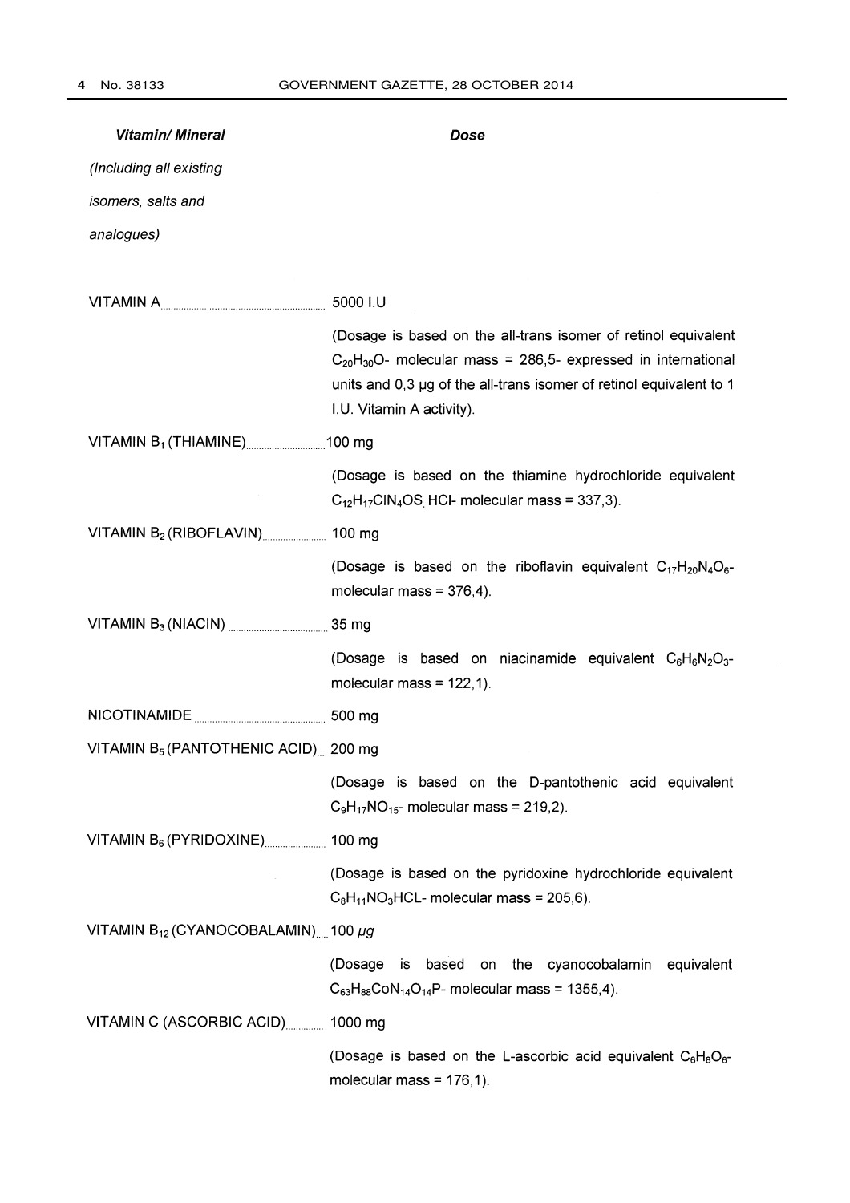| Vitamin/ Mineral<br>*(Including all existing isomers, salts and analogues)* | Dose |
|---|---|
| VITAMIN A | 5000 I.U<br>(Dosage is based on the all-trans isomer of retinol equivalent $C_{20}H_{30}O$- molecular mass = 286,5- expressed in international units and 0,3 µg of the all-trans isomer of retinol equivalent to 1 I.U. Vitamin A activity). |
| VITAMIN $B_1$ (THIAMINE) | 100 mg<br>(Dosage is based on the thiamine hydrochloride equivalent $C_{12}H_{17}ClN_4OS$, HCl- molecular mass = 337,3). |
| VITAMIN $B_2$ (RIBOFLAVIN) | 100 mg<br>(Dosage is based on the riboflavin equivalent $C_{17}H_{20}N_4O_6$- molecular mass = 376,4). |
| VITAMIN $B_3$ (NIACIN) | 35 mg<br>(Dosage is based on niacinamide equivalent $C_6H_6N_2O_3$- molecular mass = 122,1). |
| NICOTINAMIDE | 500 mg |
| VITAMIN $B_5$ (PANTOTHENIC ACID) | 200 mg<br>(Dosage is based on the D-pantothenic acid equivalent $C_9H_{17}NO_{15}$- molecular mass = 219,2). |
| VITAMIN $B_6$ (PYRIDOXINE) | 100 mg<br>(Dosage is based on the pyridoxine hydrochloride equivalent $C_8H_{11}NO_3HCL$- molecular mass = 205,6). |
| VITAMIN $B_{12}$ (CYANOCOBALAMIN) | 100 µg<br>(Dosage is based on the cyanocobalamin equivalent $C_{63}H_{88}CoN_{14}O_{14}P$- molecular mass = 1355,4). |
| VITAMIN C (ASCORBIC ACID) | 1000 mg<br>(Dosage is based on the L-ascorbic acid equivalent $C_6H_8O_6$- molecular mass = 176,1). |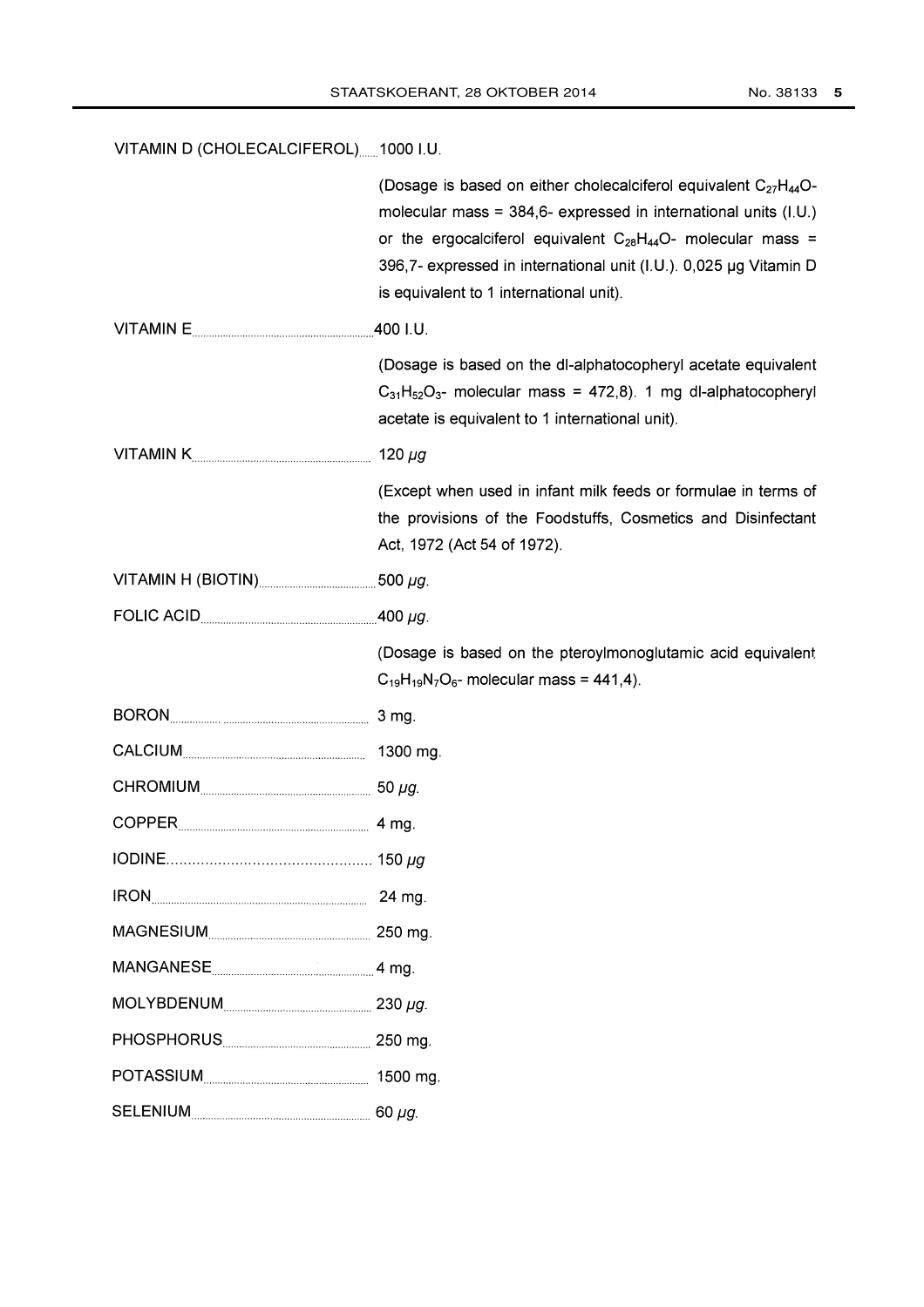VITAMIN D (CHOLECALCIFEROL) ....... 1000 I.U.

(Dosage is based on either cholecalciferol equivalent $C_{27}H_{44}O$- molecular mass = 384,6- expressed in international units (I.U.) or the ergocalciferol equivalent $C_{28}H_{44}O$- molecular mass = 396,7- expressed in international unit (I.U.). 0,025 μg Vitamin D is equivalent to 1 international unit).

VITAMIN E ....... 400 I.U.

(Dosage is based on the dl-alphatocopheryl acetate equivalent $C_{31}H_{52}O_3$- molecular mass = 472,8). 1 mg dl-alphatocopheryl acetate is equivalent to 1 international unit).

VITAMIN K ....... 120 *μg*

(Except when used in infant milk feeds or formulae in terms of the provisions of the Foodstuffs, Cosmetics and Disinfectant Act, 1972 (Act 54 of 1972).

VITAMIN H (BIOTIN) ....... 500 *μg*.

FOLIC ACID ....... 400 *μg*.

(Dosage is based on the pteroylmonoglutamic acid equivalent $C_{19}H_{19}N_7O_6$- molecular mass = 441,4).

BORON ....... 3 mg.

CALCIUM ....... 1300 mg.

CHROMIUM ....... 50 *μg*.

COPPER ....... 4 mg.

IODINE ....... 150 *μg*

IRON ....... 24 mg.

MAGNESIUM ....... 250 mg.

MANGANESE ....... 4 mg.

MOLYBDENUM ....... 230 *μg*.

PHOSPHORUS ....... 250 mg.

POTASSIUM ....... 1500 mg.

SELENIUM ....... 60 *μg*.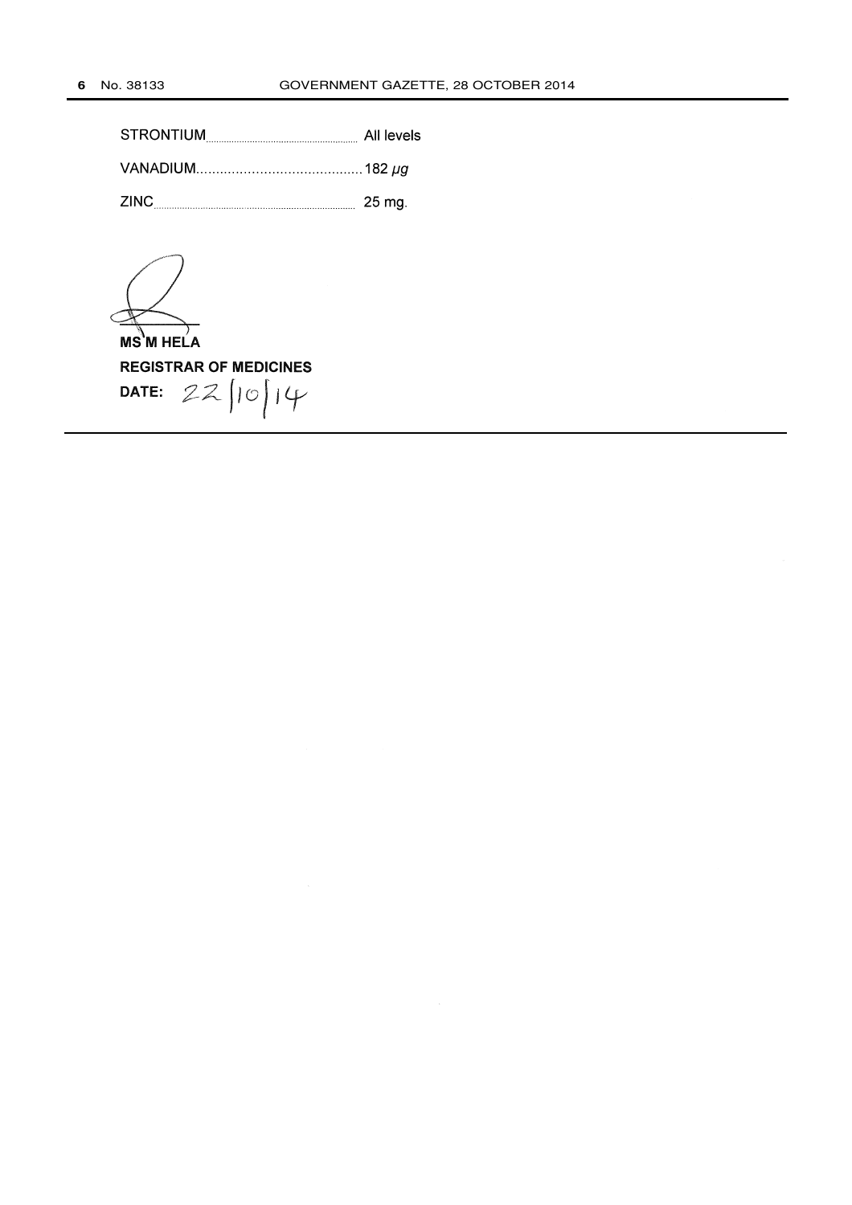STRONTIUM........................................ All levels

VANADIUM........................................ 182 *μg*

ZINC........................................ 25 mg.

**MS M HELA**

**REGISTRAR OF MEDICINES**

**DATE:** 22/10/14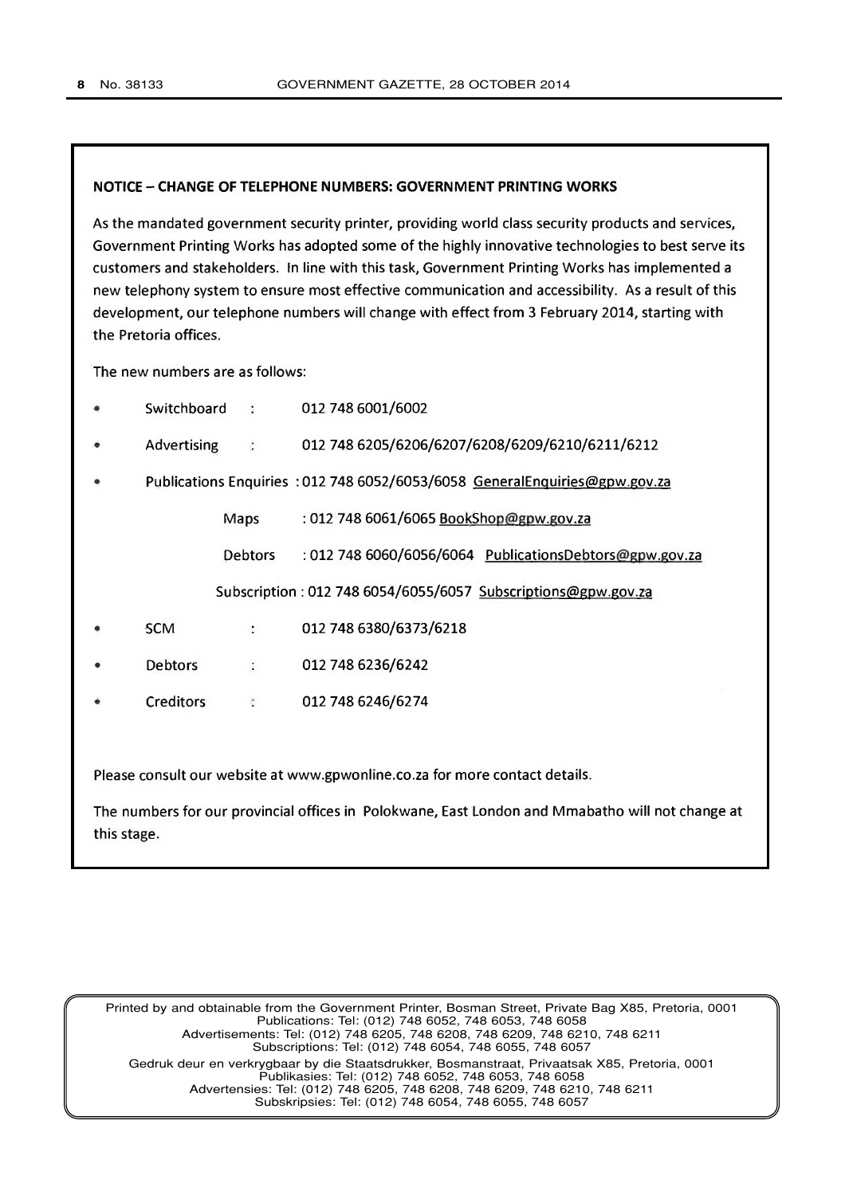## NOTICE – CHANGE OF TELEPHONE NUMBERS: GOVERNMENT PRINTING WORKS

As the mandated government security printer, providing world class security products and services, Government Printing Works has adopted some of the highly innovative technologies to best serve its customers and stakeholders. In line with this task, Government Printing Works has implemented a new telephony system to ensure most effective communication and accessibility. As a result of this development, our telephone numbers will change with effect from 3 February 2014, starting with the Pretoria offices.

The new numbers are as follows:

- Switchboard : 012 748 6001/6002
- Advertising : 012 748 6205/6206/6207/6208/6209/6210/6211/6212
- Publications Enquiries : 012 748 6052/6053/6058 GeneralEnquiries@gpw.gov.za
  - Maps : 012 748 6061/6065 BookShop@gpw.gov.za
  - Debtors : 012 748 6060/6056/6064 PublicationsDebtors@gpw.gov.za
  - Subscription : 012 748 6054/6055/6057 Subscriptions@gpw.gov.za
- SCM : 012 748 6380/6373/6218
- Debtors : 012 748 6236/6242
- Creditors : 012 748 6246/6274

Please consult our website at www.gpwonline.co.za for more contact details.

The numbers for our provincial offices in Polokwane, East London and Mmabatho will not change at this stage.

Printed by and obtainable from the Government Printer, Bosman Street, Private Bag X85, Pretoria, 0001
Publications: Tel: (012) 748 6052, 748 6053, 748 6058
Advertisements: Tel: (012) 748 6205, 748 6208, 748 6209, 748 6210, 748 6211
Subscriptions: Tel: (012) 748 6054, 748 6055, 748 6057

Gedruk deur en verkrygbaar by die Staatsdrukker, Bosmanstraat, Privaatsak X85, Pretoria, 0001
Publikasies: Tel: (012) 748 6052, 748 6053, 748 6058
Advertensies: Tel: (012) 748 6205, 748 6208, 748 6209, 748 6210, 748 6211
Subskripsies: Tel: (012) 748 6054, 748 6055, 748 6057